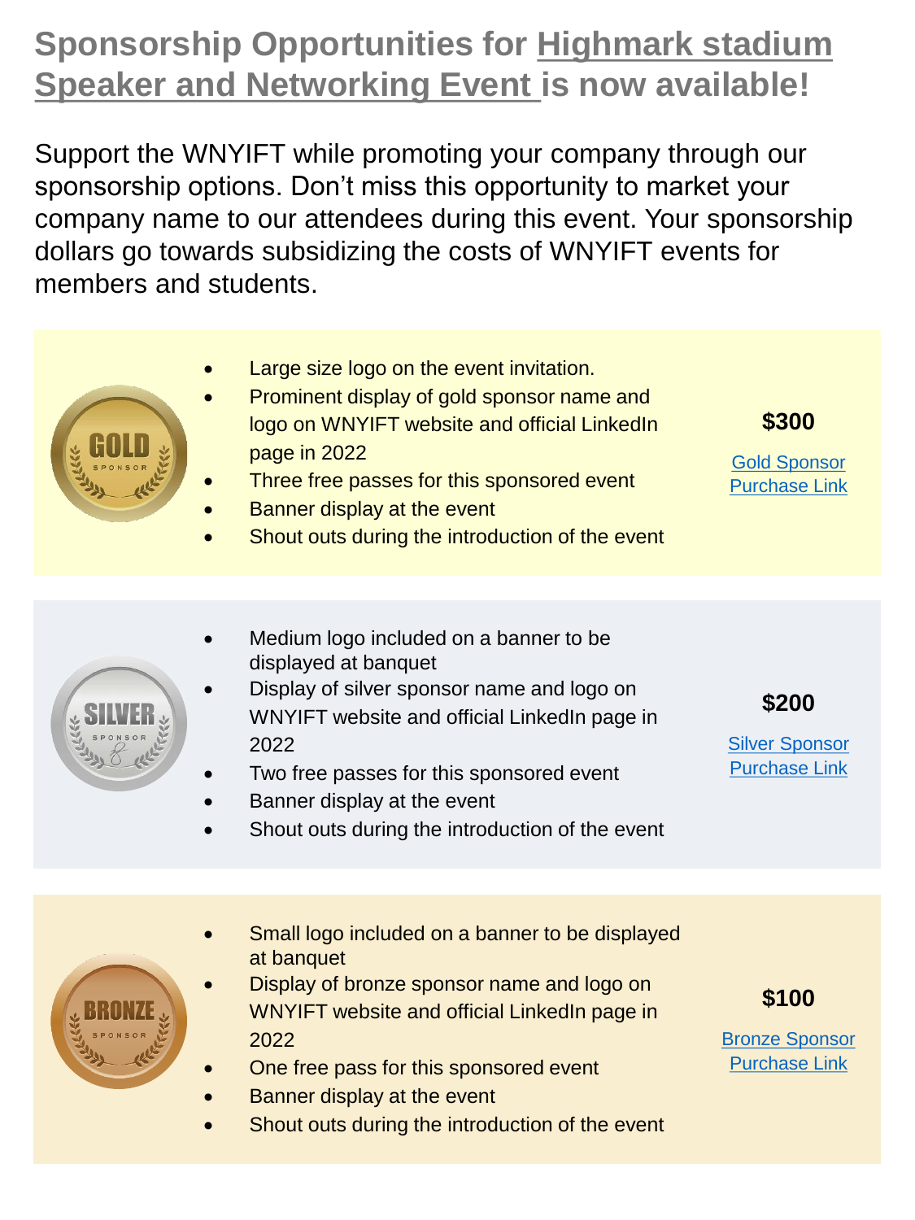# Sponsorship Opportunities for Highmark stadium Speaker and Networking Event is now available!

Support the WNYIFT while promoting your company through our sponsorship options. Don't miss this opportunity to market your company name to our attendees during this event. Your sponsorship dollars go towards subsidizing the costs of WNYIFT events for members and students.

## GOLD SPONSOR

- Large size logo on the event invitation.
- Prominent display of gold sponsor name and logo on WNYIFT website and official LinkedIn page in 2022
- Three free passes for this sponsored event
- Banner display at the event
- Shout outs during the introduction of the event

**$300**

Gold Sponsor Purchase Link

## SILVER SPONSOR

- Medium logo included on a banner to be displayed at banquet
- Display of silver sponsor name and logo on WNYIFT website and official LinkedIn page in 2022
- Two free passes for this sponsored event
- Banner display at the event
- Shout outs during the introduction of the event

**$200**

Silver Sponsor Purchase Link

## BRONZE SPONSOR

- Small logo included on a banner to be displayed at banquet
- Display of bronze sponsor name and logo on WNYIFT website and official LinkedIn page in 2022
- One free pass for this sponsored event
- Banner display at the event
- Shout outs during the introduction of the event

**$100**

Bronze Sponsor Purchase Link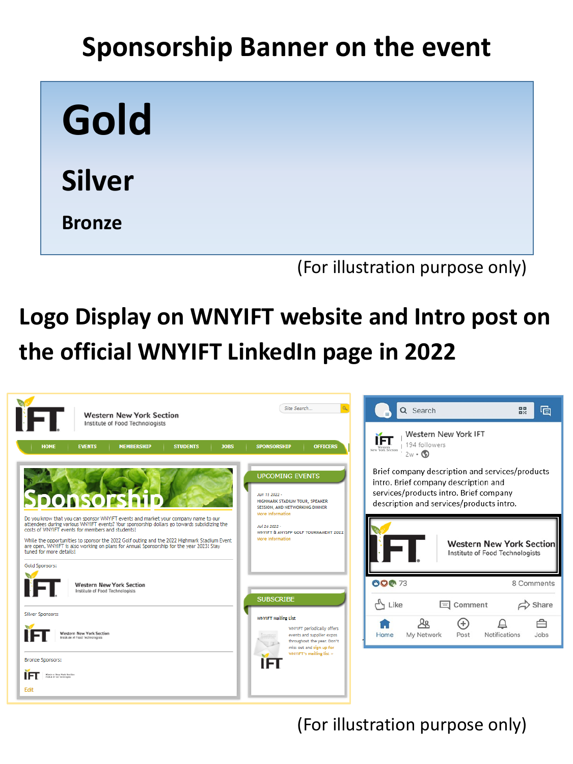# Sponsorship Banner on the event

**Gold**

**Silver**

**Bronze**

(For illustration purpose only)

# Logo Display on WNYIFT website and Intro post on the official WNYIFT LinkedIn page in 2022

(For illustration purpose only)